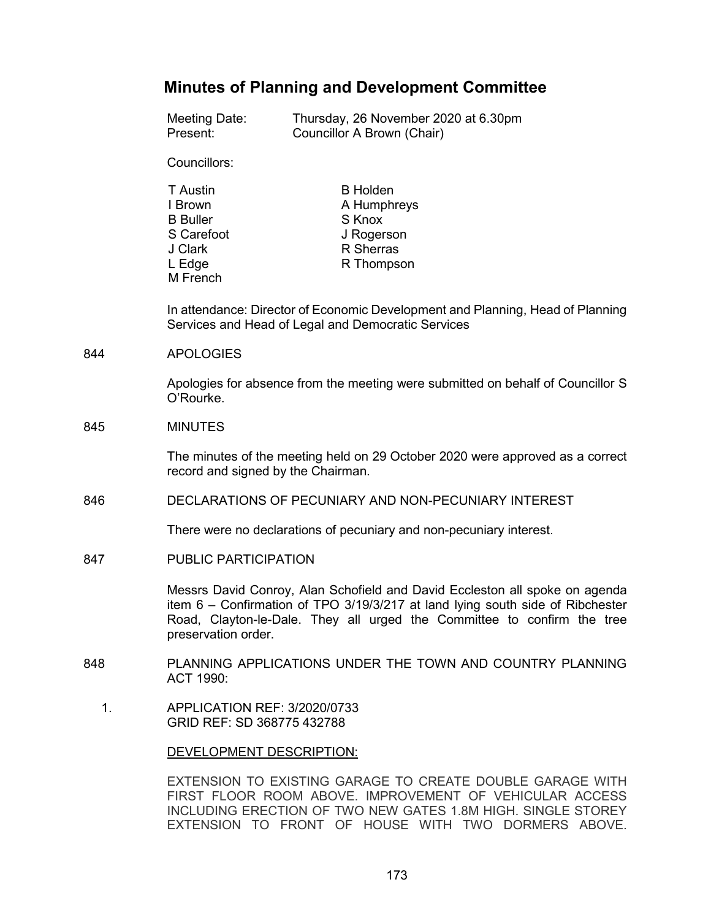# Minutes of Planning and Development Committee

Meeting Date: Thursday, 26 November 2020 at 6.30pm
Present: Councillor A Brown (Chair)

Councillors:

| | |
|---|---|
| T Austin | B Holden |
| I Brown | A Humphreys |
| B Buller | S Knox |
| S Carefoot | J Rogerson |
| J Clark | R Sherras |
| L Edge | R Thompson |
| M French | |

In attendance: Director of Economic Development and Planning, Head of Planning Services and Head of Legal and Democratic Services

844 APOLOGIES

Apologies for absence from the meeting were submitted on behalf of Councillor S O'Rourke.

845 MINUTES

The minutes of the meeting held on 29 October 2020 were approved as a correct record and signed by the Chairman.

846 DECLARATIONS OF PECUNIARY AND NON-PECUNIARY INTEREST

There were no declarations of pecuniary and non-pecuniary interest.

847 PUBLIC PARTICIPATION

Messrs David Conroy, Alan Schofield and David Eccleston all spoke on agenda item 6 – Confirmation of TPO 3/19/3/217 at land lying south side of Ribchester Road, Clayton-le-Dale. They all urged the Committee to confirm the tree preservation order.

848 PLANNING APPLICATIONS UNDER THE TOWN AND COUNTRY PLANNING ACT 1990:

1. APPLICATION REF: 3/2020/0733
   GRID REF: SD 368775 432788

   DEVELOPMENT DESCRIPTION:

   EXTENSION TO EXISTING GARAGE TO CREATE DOUBLE GARAGE WITH FIRST FLOOR ROOM ABOVE. IMPROVEMENT OF VEHICULAR ACCESS INCLUDING ERECTION OF TWO NEW GATES 1.8M HIGH. SINGLE STOREY EXTENSION TO FRONT OF HOUSE WITH TWO DORMERS ABOVE.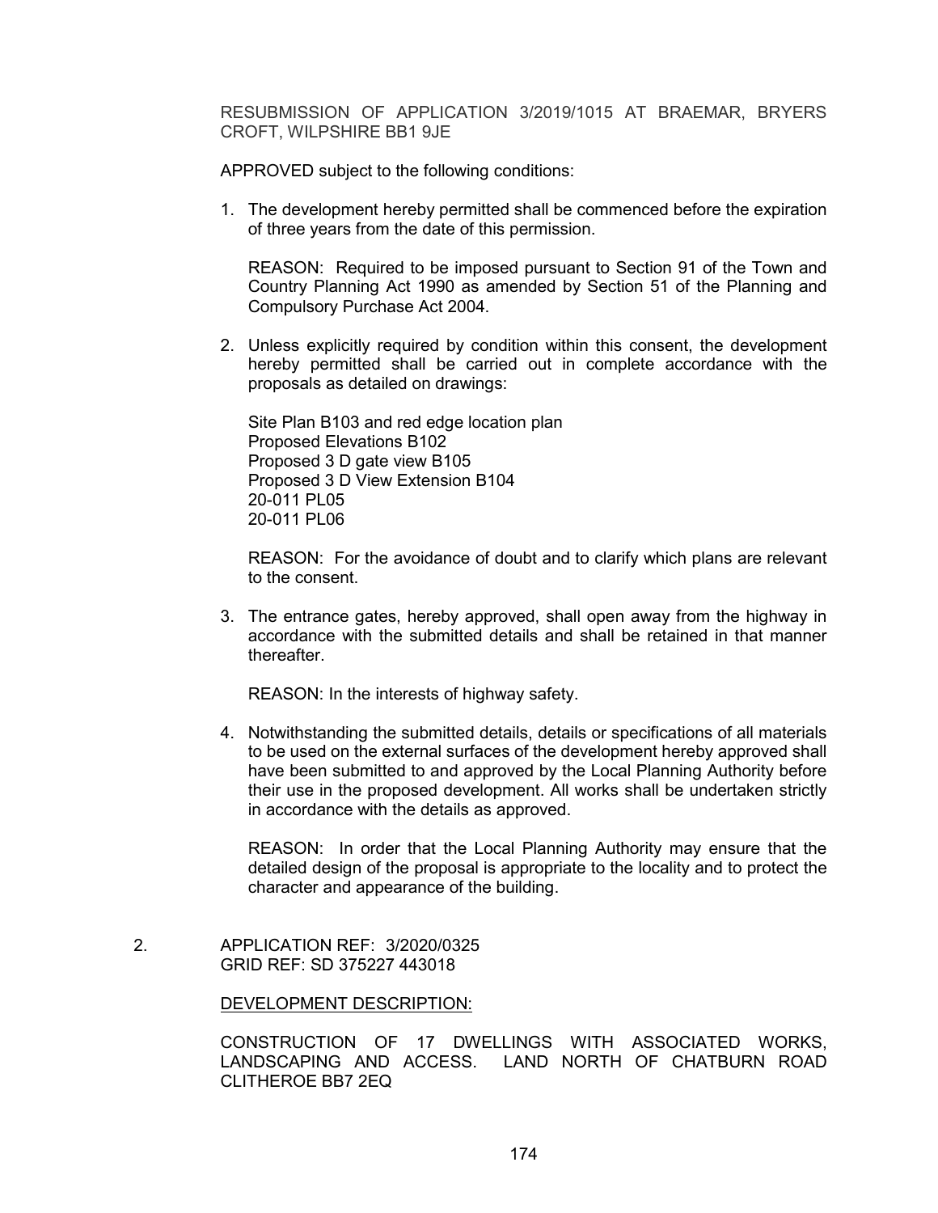RESUBMISSION OF APPLICATION 3/2019/1015 AT BRAEMAR, BRYERS CROFT, WILPSHIRE BB1 9JE

APPROVED subject to the following conditions:

1. The development hereby permitted shall be commenced before the expiration of three years from the date of this permission.

   REASON: Required to be imposed pursuant to Section 91 of the Town and Country Planning Act 1990 as amended by Section 51 of the Planning and Compulsory Purchase Act 2004.

2. Unless explicitly required by condition within this consent, the development hereby permitted shall be carried out in complete accordance with the proposals as detailed on drawings:

   Site Plan B103 and red edge location plan
   Proposed Elevations B102
   Proposed 3 D gate view B105
   Proposed 3 D View Extension B104
   20-011 PL05
   20-011 PL06

   REASON: For the avoidance of doubt and to clarify which plans are relevant to the consent.

3. The entrance gates, hereby approved, shall open away from the highway in accordance with the submitted details and shall be retained in that manner thereafter.

   REASON: In the interests of highway safety.

4. Notwithstanding the submitted details, details or specifications of all materials to be used on the external surfaces of the development hereby approved shall have been submitted to and approved by the Local Planning Authority before their use in the proposed development. All works shall be undertaken strictly in accordance with the details as approved.

   REASON: In order that the Local Planning Authority may ensure that the detailed design of the proposal is appropriate to the locality and to protect the character and appearance of the building.

2. APPLICATION REF: 3/2020/0325
   GRID REF: SD 375227 443018

   DEVELOPMENT DESCRIPTION:

   CONSTRUCTION OF 17 DWELLINGS WITH ASSOCIATED WORKS, LANDSCAPING AND ACCESS. LAND NORTH OF CHATBURN ROAD CLITHEROE BB7 2EQ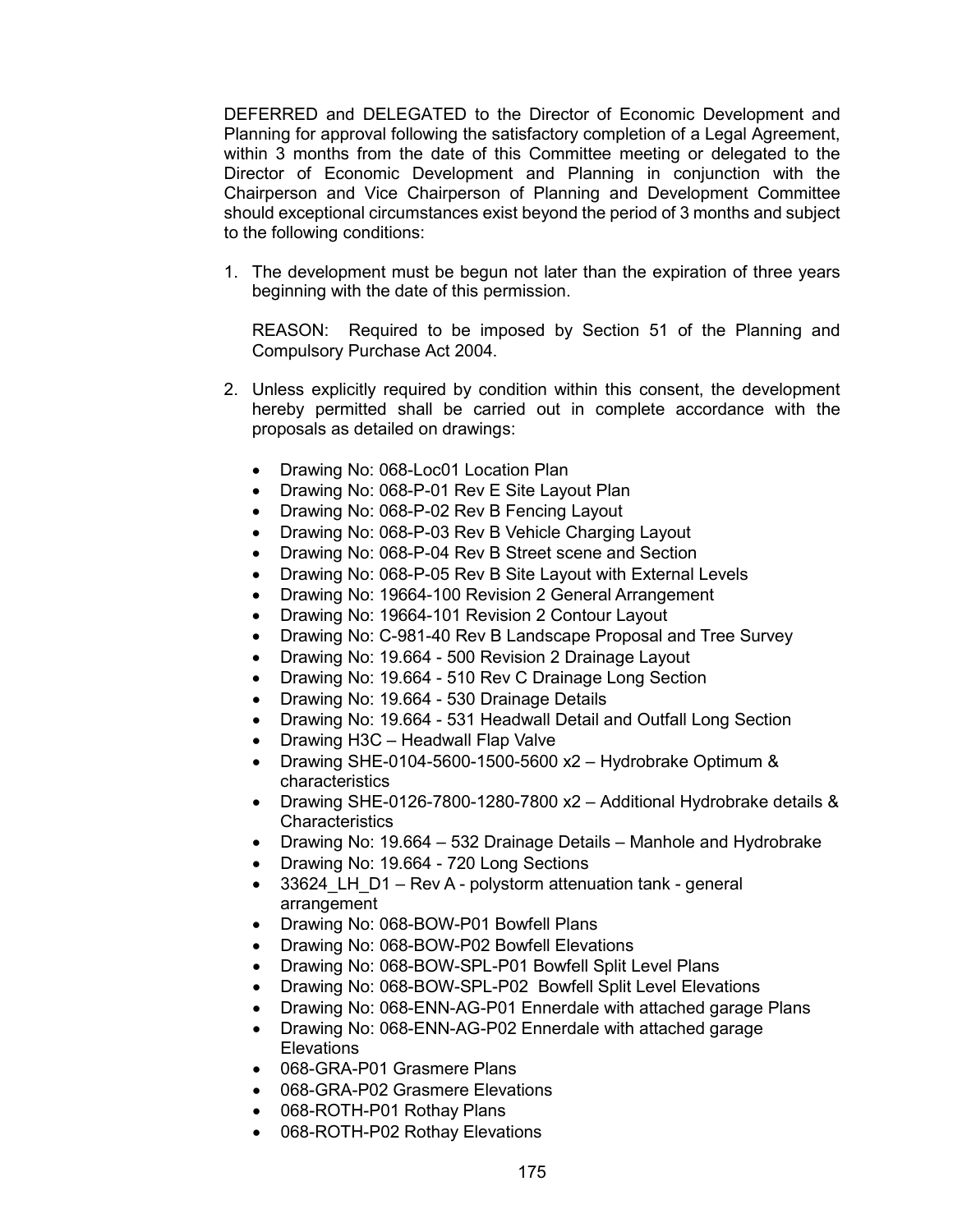DEFERRED and DELEGATED to the Director of Economic Development and Planning for approval following the satisfactory completion of a Legal Agreement, within 3 months from the date of this Committee meeting or delegated to the Director of Economic Development and Planning in conjunction with the Chairperson and Vice Chairperson of Planning and Development Committee should exceptional circumstances exist beyond the period of 3 months and subject to the following conditions:

1. The development must be begun not later than the expiration of three years beginning with the date of this permission.

   REASON: Required to be imposed by Section 51 of the Planning and Compulsory Purchase Act 2004.

2. Unless explicitly required by condition within this consent, the development hereby permitted shall be carried out in complete accordance with the proposals as detailed on drawings:

   - Drawing No: 068-Loc01 Location Plan
   - Drawing No: 068-P-01 Rev E Site Layout Plan
   - Drawing No: 068-P-02 Rev B Fencing Layout
   - Drawing No: 068-P-03 Rev B Vehicle Charging Layout
   - Drawing No: 068-P-04 Rev B Street scene and Section
   - Drawing No: 068-P-05 Rev B Site Layout with External Levels
   - Drawing No: 19664-100 Revision 2 General Arrangement
   - Drawing No: 19664-101 Revision 2 Contour Layout
   - Drawing No: C-981-40 Rev B Landscape Proposal and Tree Survey
   - Drawing No: 19.664 - 500 Revision 2 Drainage Layout
   - Drawing No: 19.664 - 510 Rev C Drainage Long Section
   - Drawing No: 19.664 - 530 Drainage Details
   - Drawing No: 19.664 - 531 Headwall Detail and Outfall Long Section
   - Drawing H3C – Headwall Flap Valve
   - Drawing SHE-0104-5600-1500-5600 x2 – Hydrobrake Optimum & characteristics
   - Drawing SHE-0126-7800-1280-7800 x2 – Additional Hydrobrake details & Characteristics
   - Drawing No: 19.664 – 532 Drainage Details – Manhole and Hydrobrake
   - Drawing No: 19.664 - 720 Long Sections
   - 33624_LH_D1 – Rev A - polystorm attenuation tank - general arrangement
   - Drawing No: 068-BOW-P01 Bowfell Plans
   - Drawing No: 068-BOW-P02 Bowfell Elevations
   - Drawing No: 068-BOW-SPL-P01 Bowfell Split Level Plans
   - Drawing No: 068-BOW-SPL-P02 Bowfell Split Level Elevations
   - Drawing No: 068-ENN-AG-P01 Ennerdale with attached garage Plans
   - Drawing No: 068-ENN-AG-P02 Ennerdale with attached garage Elevations
   - 068-GRA-P01 Grasmere Plans
   - 068-GRA-P02 Grasmere Elevations
   - 068-ROTH-P01 Rothay Plans
   - 068-ROTH-P02 Rothay Elevations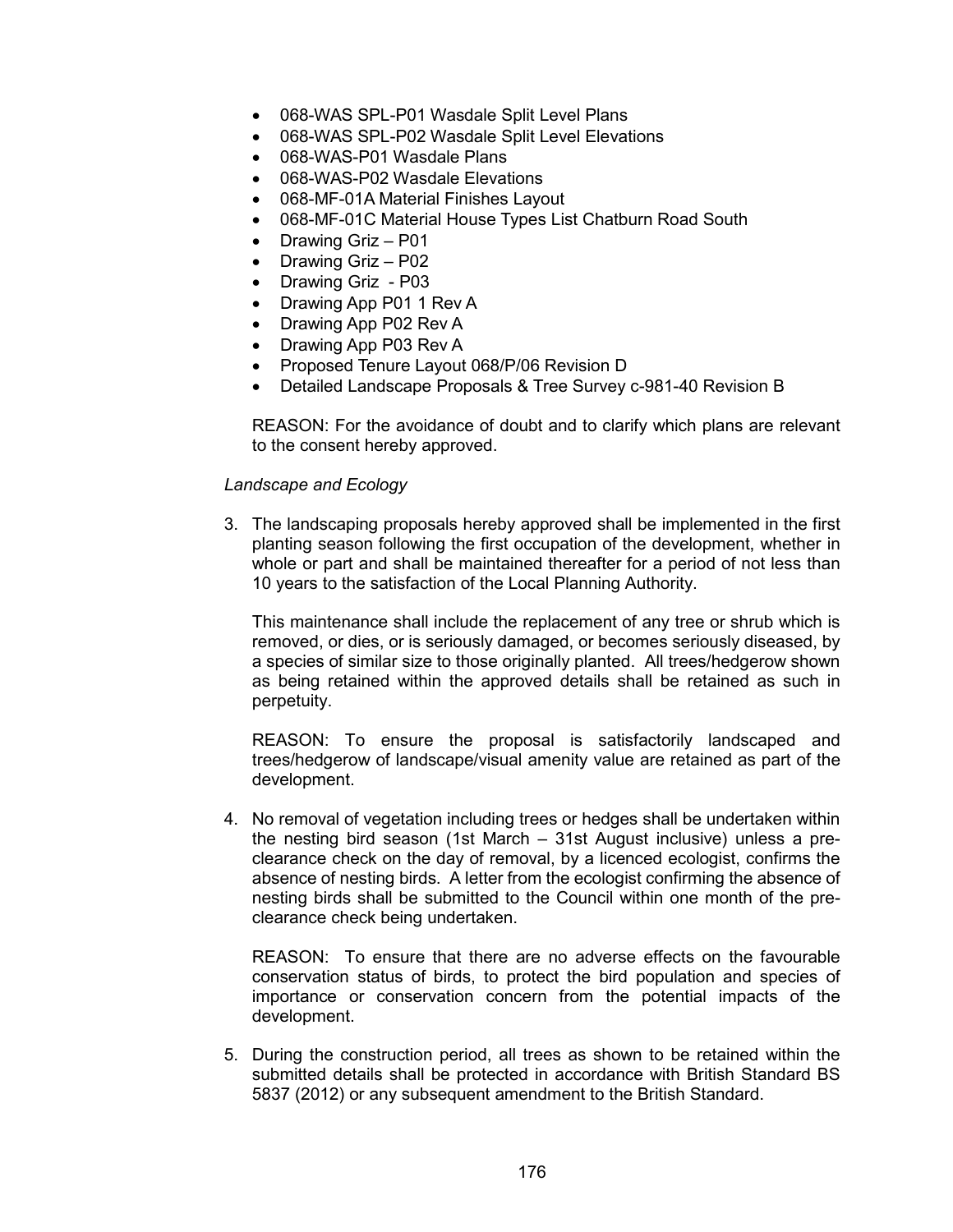- 068-WAS SPL-P01 Wasdale Split Level Plans
- 068-WAS SPL-P02 Wasdale Split Level Elevations
- 068-WAS-P01 Wasdale Plans
- 068-WAS-P02 Wasdale Elevations
- 068-MF-01A Material Finishes Layout
- 068-MF-01C Material House Types List Chatburn Road South
- Drawing Griz – P01
- Drawing Griz – P02
- Drawing Griz - P03
- Drawing App P01 1 Rev A
- Drawing App P02 Rev A
- Drawing App P03 Rev A
- Proposed Tenure Layout 068/P/06 Revision D
- Detailed Landscape Proposals & Tree Survey c-981-40 Revision B

REASON: For the avoidance of doubt and to clarify which plans are relevant to the consent hereby approved.

*Landscape and Ecology*

3. The landscaping proposals hereby approved shall be implemented in the first planting season following the first occupation of the development, whether in whole or part and shall be maintained thereafter for a period of not less than 10 years to the satisfaction of the Local Planning Authority.

   This maintenance shall include the replacement of any tree or shrub which is removed, or dies, or is seriously damaged, or becomes seriously diseased, by a species of similar size to those originally planted. All trees/hedgerow shown as being retained within the approved details shall be retained as such in perpetuity.

   REASON: To ensure the proposal is satisfactorily landscaped and trees/hedgerow of landscape/visual amenity value are retained as part of the development.

4. No removal of vegetation including trees or hedges shall be undertaken within the nesting bird season (1st March – 31st August inclusive) unless a pre-clearance check on the day of removal, by a licenced ecologist, confirms the absence of nesting birds. A letter from the ecologist confirming the absence of nesting birds shall be submitted to the Council within one month of the pre-clearance check being undertaken.

   REASON: To ensure that there are no adverse effects on the favourable conservation status of birds, to protect the bird population and species of importance or conservation concern from the potential impacts of the development.

5. During the construction period, all trees as shown to be retained within the submitted details shall be protected in accordance with British Standard BS 5837 (2012) or any subsequent amendment to the British Standard.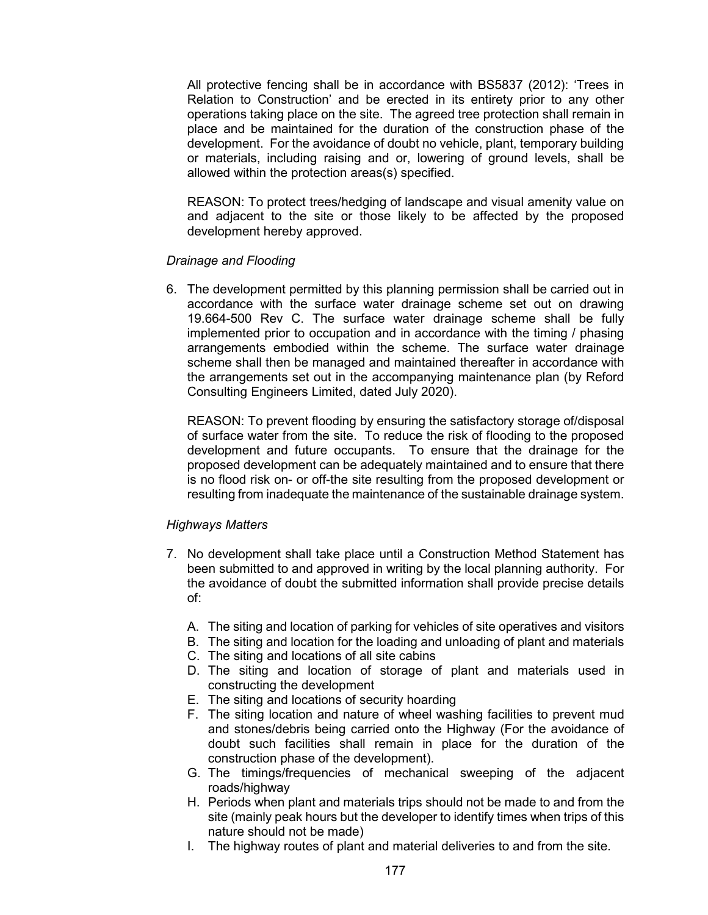All protective fencing shall be in accordance with BS5837 (2012): 'Trees in Relation to Construction' and be erected in its entirety prior to any other operations taking place on the site. The agreed tree protection shall remain in place and be maintained for the duration of the construction phase of the development. For the avoidance of doubt no vehicle, plant, temporary building or materials, including raising and or, lowering of ground levels, shall be allowed within the protection areas(s) specified.

REASON: To protect trees/hedging of landscape and visual amenity value on and adjacent to the site or those likely to be affected by the proposed development hereby approved.

*Drainage and Flooding*

6. The development permitted by this planning permission shall be carried out in accordance with the surface water drainage scheme set out on drawing 19.664-500 Rev C. The surface water drainage scheme shall be fully implemented prior to occupation and in accordance with the timing / phasing arrangements embodied within the scheme. The surface water drainage scheme shall then be managed and maintained thereafter in accordance with the arrangements set out in the accompanying maintenance plan (by Reford Consulting Engineers Limited, dated July 2020).

   REASON: To prevent flooding by ensuring the satisfactory storage of/disposal of surface water from the site. To reduce the risk of flooding to the proposed development and future occupants. To ensure that the drainage for the proposed development can be adequately maintained and to ensure that there is no flood risk on- or off-the site resulting from the proposed development or resulting from inadequate the maintenance of the sustainable drainage system.

*Highways Matters*

7. No development shall take place until a Construction Method Statement has been submitted to and approved in writing by the local planning authority. For the avoidance of doubt the submitted information shall provide precise details of:

   A. The siting and location of parking for vehicles of site operatives and visitors
   B. The siting and location for the loading and unloading of plant and materials
   C. The siting and locations of all site cabins
   D. The siting and location of storage of plant and materials used in constructing the development
   E. The siting and locations of security hoarding
   F. The siting location and nature of wheel washing facilities to prevent mud and stones/debris being carried onto the Highway (For the avoidance of doubt such facilities shall remain in place for the duration of the construction phase of the development).
   G. The timings/frequencies of mechanical sweeping of the adjacent roads/highway
   H. Periods when plant and materials trips should not be made to and from the site (mainly peak hours but the developer to identify times when trips of this nature should not be made)
   I. The highway routes of plant and material deliveries to and from the site.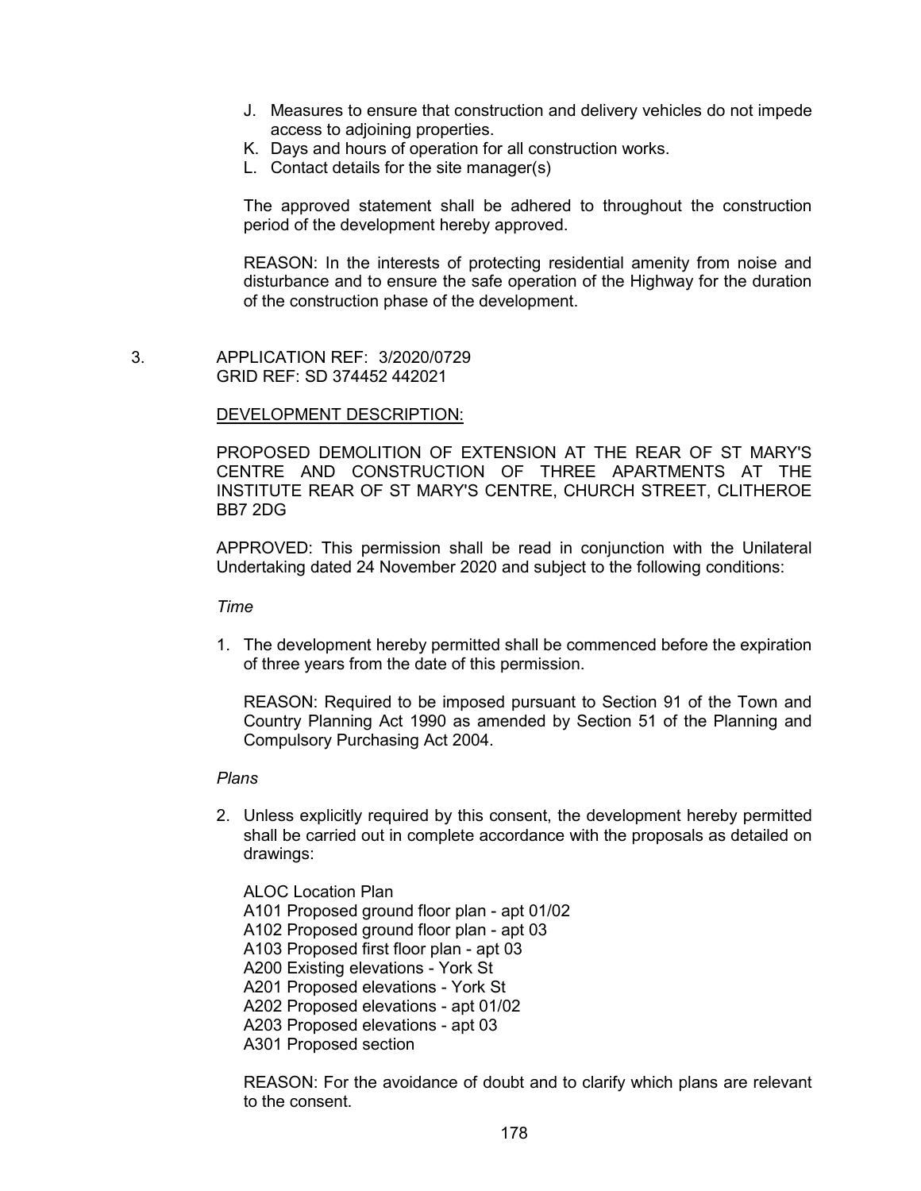J. Measures to ensure that construction and delivery vehicles do not impede access to adjoining properties.
K. Days and hours of operation for all construction works.
L. Contact details for the site manager(s)

The approved statement shall be adhered to throughout the construction period of the development hereby approved.

REASON: In the interests of protecting residential amenity from noise and disturbance and to ensure the safe operation of the Highway for the duration of the construction phase of the development.

3. APPLICATION REF: 3/2020/0729
GRID REF: SD 374452 442021

DEVELOPMENT DESCRIPTION:

PROPOSED DEMOLITION OF EXTENSION AT THE REAR OF ST MARY'S CENTRE AND CONSTRUCTION OF THREE APARTMENTS AT THE INSTITUTE REAR OF ST MARY'S CENTRE, CHURCH STREET, CLITHEROE BB7 2DG

APPROVED: This permission shall be read in conjunction with the Unilateral Undertaking dated 24 November 2020 and subject to the following conditions:

*Time*

1. The development hereby permitted shall be commenced before the expiration of three years from the date of this permission.

   REASON: Required to be imposed pursuant to Section 91 of the Town and Country Planning Act 1990 as amended by Section 51 of the Planning and Compulsory Purchasing Act 2004.

*Plans*

2. Unless explicitly required by this consent, the development hereby permitted shall be carried out in complete accordance with the proposals as detailed on drawings:

   ALOC Location Plan
   A101 Proposed ground floor plan - apt 01/02
   A102 Proposed ground floor plan - apt 03
   A103 Proposed first floor plan - apt 03
   A200 Existing elevations - York St
   A201 Proposed elevations - York St
   A202 Proposed elevations - apt 01/02
   A203 Proposed elevations - apt 03
   A301 Proposed section

   REASON: For the avoidance of doubt and to clarify which plans are relevant to the consent.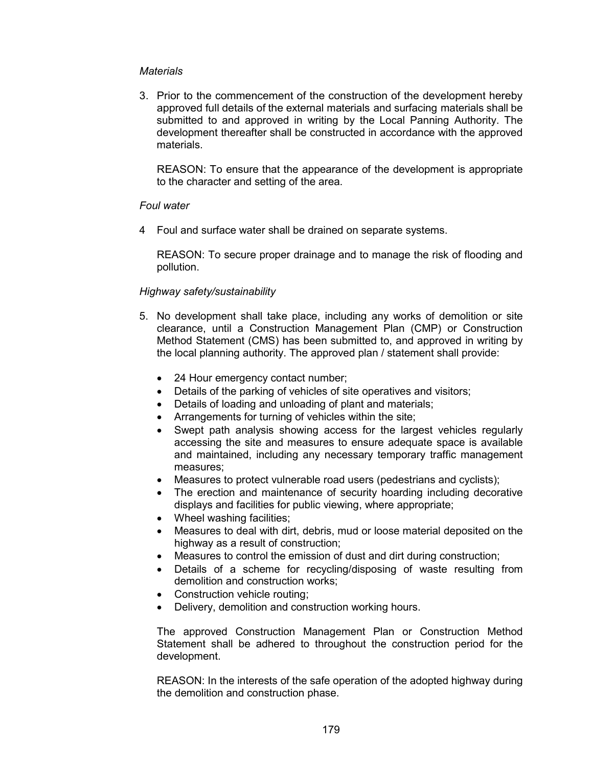*Materials*

3. Prior to the commencement of the construction of the development hereby approved full details of the external materials and surfacing materials shall be submitted to and approved in writing by the Local Panning Authority. The development thereafter shall be constructed in accordance with the approved materials.

   REASON: To ensure that the appearance of the development is appropriate to the character and setting of the area.

*Foul water*

4 Foul and surface water shall be drained on separate systems.

   REASON: To secure proper drainage and to manage the risk of flooding and pollution.

*Highway safety/sustainability*

5. No development shall take place, including any works of demolition or site clearance, until a Construction Management Plan (CMP) or Construction Method Statement (CMS) has been submitted to, and approved in writing by the local planning authority. The approved plan / statement shall provide:

   - 24 Hour emergency contact number;
   - Details of the parking of vehicles of site operatives and visitors;
   - Details of loading and unloading of plant and materials;
   - Arrangements for turning of vehicles within the site;
   - Swept path analysis showing access for the largest vehicles regularly accessing the site and measures to ensure adequate space is available and maintained, including any necessary temporary traffic management measures;
   - Measures to protect vulnerable road users (pedestrians and cyclists);
   - The erection and maintenance of security hoarding including decorative displays and facilities for public viewing, where appropriate;
   - Wheel washing facilities;
   - Measures to deal with dirt, debris, mud or loose material deposited on the highway as a result of construction;
   - Measures to control the emission of dust and dirt during construction;
   - Details of a scheme for recycling/disposing of waste resulting from demolition and construction works;
   - Construction vehicle routing;
   - Delivery, demolition and construction working hours.

   The approved Construction Management Plan or Construction Method Statement shall be adhered to throughout the construction period for the development.

   REASON: In the interests of the safe operation of the adopted highway during the demolition and construction phase.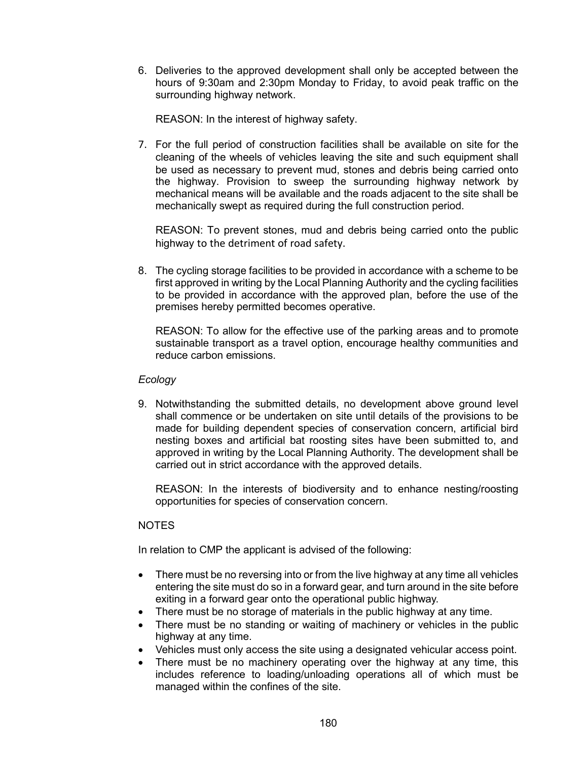6. Deliveries to the approved development shall only be accepted between the hours of 9:30am and 2:30pm Monday to Friday, to avoid peak traffic on the surrounding highway network.

   REASON: In the interest of highway safety.

7. For the full period of construction facilities shall be available on site for the cleaning of the wheels of vehicles leaving the site and such equipment shall be used as necessary to prevent mud, stones and debris being carried onto the highway. Provision to sweep the surrounding highway network by mechanical means will be available and the roads adjacent to the site shall be mechanically swept as required during the full construction period.

   REASON: To prevent stones, mud and debris being carried onto the public highway to the detriment of road safety.

8. The cycling storage facilities to be provided in accordance with a scheme to be first approved in writing by the Local Planning Authority and the cycling facilities to be provided in accordance with the approved plan, before the use of the premises hereby permitted becomes operative.

   REASON: To allow for the effective use of the parking areas and to promote sustainable transport as a travel option, encourage healthy communities and reduce carbon emissions.

*Ecology*

9. Notwithstanding the submitted details, no development above ground level shall commence or be undertaken on site until details of the provisions to be made for building dependent species of conservation concern, artificial bird nesting boxes and artificial bat roosting sites have been submitted to, and approved in writing by the Local Planning Authority. The development shall be carried out in strict accordance with the approved details.

   REASON: In the interests of biodiversity and to enhance nesting/roosting opportunities for species of conservation concern.

NOTES

In relation to CMP the applicant is advised of the following:

- There must be no reversing into or from the live highway at any time all vehicles entering the site must do so in a forward gear, and turn around in the site before exiting in a forward gear onto the operational public highway.
- There must be no storage of materials in the public highway at any time.
- There must be no standing or waiting of machinery or vehicles in the public highway at any time.
- Vehicles must only access the site using a designated vehicular access point.
- There must be no machinery operating over the highway at any time, this includes reference to loading/unloading operations all of which must be managed within the confines of the site.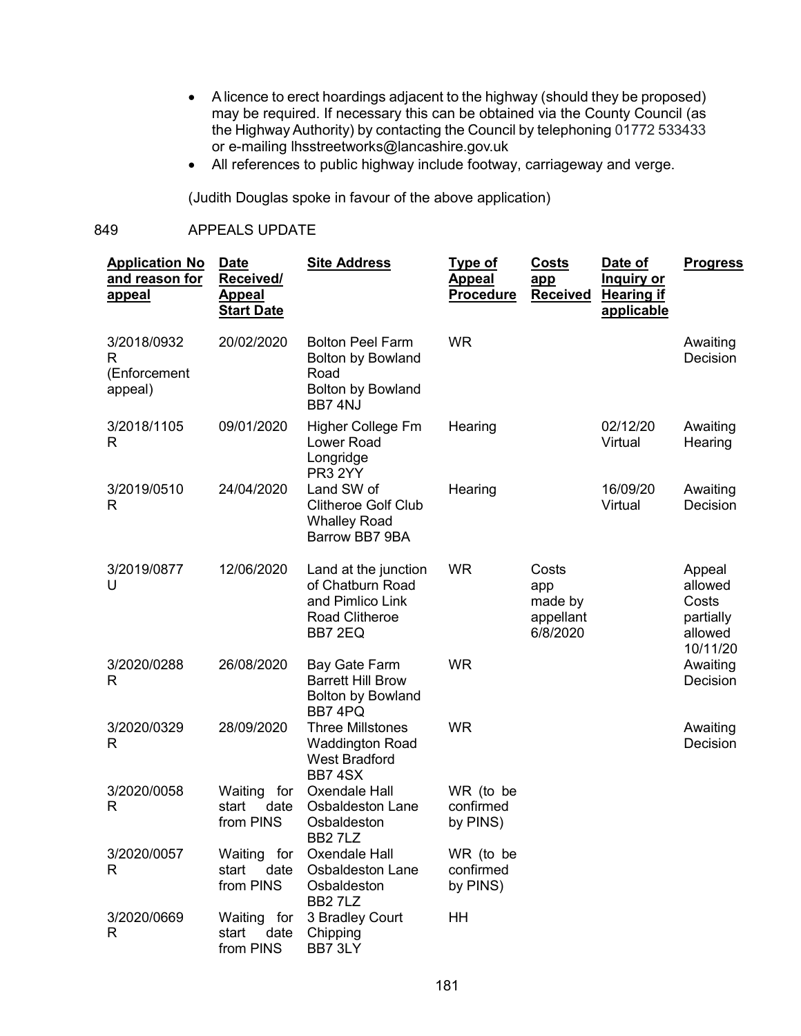- A licence to erect hoardings adjacent to the highway (should they be proposed) may be required. If necessary this can be obtained via the County Council (as the Highway Authority) by contacting the Council by telephoning 01772 533433 or e-mailing lhsstreetworks@lancashire.gov.uk
- All references to public highway include footway, carriageway and verge.

(Judith Douglas spoke in favour of the above application)

849 APPEALS UPDATE

| Application No and reason for appeal | Date Received/ Appeal Start Date | Site Address | Type of Appeal Procedure | Costs app Received | Date of Inquiry or Hearing if applicable | Progress |
|---|---|---|---|---|---|---|
| 3/2018/0932 R (Enforcement appeal) | 20/02/2020 | Bolton Peel Farm Bolton by Bowland Road Bolton by Bowland BB7 4NJ | WR | | | Awaiting Decision |
| 3/2018/1105 R | 09/01/2020 | Higher College Fm Lower Road Longridge PR3 2YY | Hearing | | 02/12/20 Virtual | Awaiting Hearing |
| 3/2019/0510 R | 24/04/2020 | Land SW of Clitheroe Golf Club Whalley Road Barrow BB7 9BA | Hearing | | 16/09/20 Virtual | Awaiting Decision |
| 3/2019/0877 U | 12/06/2020 | Land at the junction of Chatburn Road and Pimlico Link Road Clitheroe BB7 2EQ | WR | Costs app made by appellant 6/8/2020 | | Appeal allowed Costs partially allowed 10/11/20 |
| 3/2020/0288 R | 26/08/2020 | Bay Gate Farm Barrett Hill Brow Bolton by Bowland BB7 4PQ | WR | | | Awaiting Decision |
| 3/2020/0329 R | 28/09/2020 | Three Millstones Waddington Road West Bradford BB7 4SX | WR | | | Awaiting Decision |
| 3/2020/0058 R | Waiting for start date from PINS | Oxendale Hall Osbaldeston Lane Osbaldeston BB2 7LZ | WR (to be confirmed by PINS) | | | |
| 3/2020/0057 R | Waiting for start date from PINS | Oxendale Hall Osbaldeston Lane Osbaldeston BB2 7LZ | WR (to be confirmed by PINS) | | | |
| 3/2020/0669 R | Waiting for start date from PINS | 3 Bradley Court Chipping BB7 3LY | HH | | | |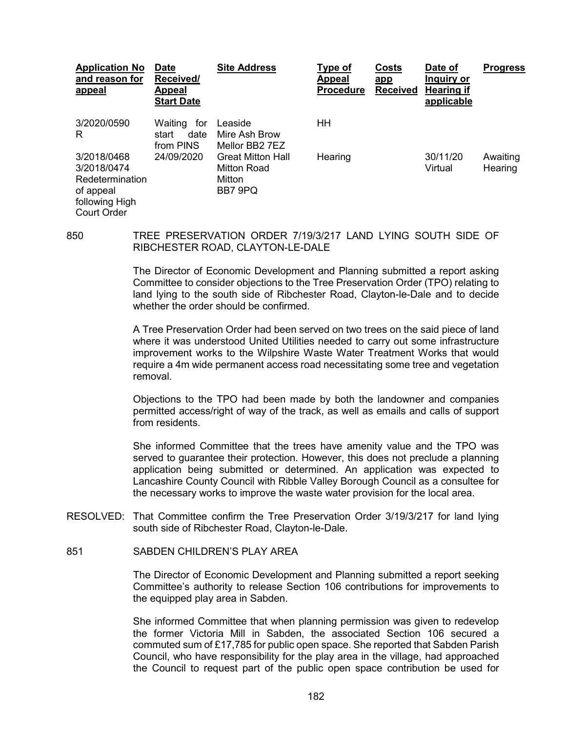| Application No and reason for appeal | Date Received/ Appeal Start Date | Site Address | Type of Appeal Procedure | Costs app Received | Date of Inquiry or Hearing if applicable | Progress |
|---|---|---|---|---|---|---|
| 3/2020/0590 R | Waiting for start date from PINS | Leaside Mire Ash Brow Mellor BB2 7EZ | HH | | | |
| 3/2018/0468 3/2018/0474 Redetermination of appeal following High Court Order | 24/09/2020 | Great Mitton Hall Mitton Road Mitton BB7 9PQ | Hearing | | 30/11/20 Virtual | Awaiting Hearing |

850 TREE PRESERVATION ORDER 7/19/3/217 LAND LYING SOUTH SIDE OF RIBCHESTER ROAD, CLAYTON-LE-DALE

The Director of Economic Development and Planning submitted a report asking Committee to consider objections to the Tree Preservation Order (TPO) relating to land lying to the south side of Ribchester Road, Clayton-le-Dale and to decide whether the order should be confirmed.

A Tree Preservation Order had been served on two trees on the said piece of land where it was understood United Utilities needed to carry out some infrastructure improvement works to the Wilpshire Waste Water Treatment Works that would require a 4m wide permanent access road necessitating some tree and vegetation removal.

Objections to the TPO had been made by both the landowner and companies permitted access/right of way of the track, as well as emails and calls of support from residents.

She informed Committee that the trees have amenity value and the TPO was served to guarantee their protection. However, this does not preclude a planning application being submitted or determined. An application was expected to Lancashire County Council with Ribble Valley Borough Council as a consultee for the necessary works to improve the waste water provision for the local area.

RESOLVED: That Committee confirm the Tree Preservation Order 3/19/3/217 for land lying south side of Ribchester Road, Clayton-le-Dale.

851 SABDEN CHILDREN'S PLAY AREA

The Director of Economic Development and Planning submitted a report seeking Committee's authority to release Section 106 contributions for improvements to the equipped play area in Sabden.

She informed Committee that when planning permission was given to redevelop the former Victoria Mill in Sabden, the associated Section 106 secured a commuted sum of £17,785 for public open space. She reported that Sabden Parish Council, who have responsibility for the play area in the village, had approached the Council to request part of the public open space contribution be used for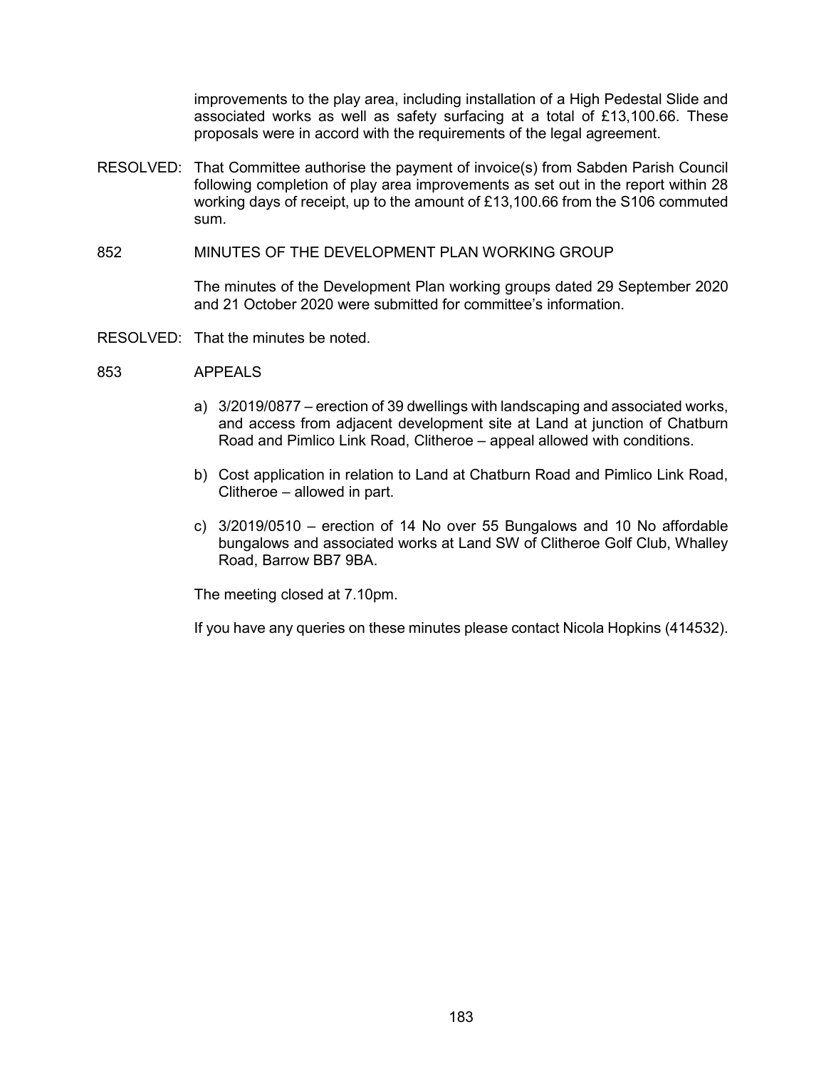improvements to the play area, including installation of a High Pedestal Slide and associated works as well as safety surfacing at a total of £13,100.66. These proposals were in accord with the requirements of the legal agreement.

RESOLVED: That Committee authorise the payment of invoice(s) from Sabden Parish Council following completion of play area improvements as set out in the report within 28 working days of receipt, up to the amount of £13,100.66 from the S106 commuted sum.

852 MINUTES OF THE DEVELOPMENT PLAN WORKING GROUP

The minutes of the Development Plan working groups dated 29 September 2020 and 21 October 2020 were submitted for committee's information.

RESOLVED: That the minutes be noted.

853 APPEALS

a) 3/2019/0877 – erection of 39 dwellings with landscaping and associated works, and access from adjacent development site at Land at junction of Chatburn Road and Pimlico Link Road, Clitheroe – appeal allowed with conditions.

b) Cost application in relation to Land at Chatburn Road and Pimlico Link Road, Clitheroe – allowed in part.

c) 3/2019/0510 – erection of 14 No over 55 Bungalows and 10 No affordable bungalows and associated works at Land SW of Clitheroe Golf Club, Whalley Road, Barrow BB7 9BA.

The meeting closed at 7.10pm.

If you have any queries on these minutes please contact Nicola Hopkins (414532).